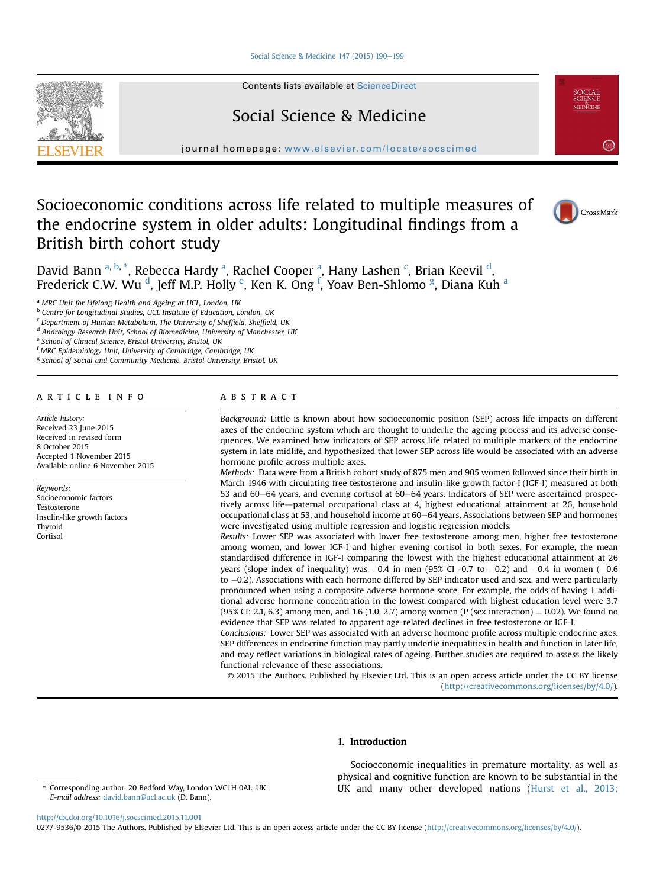# Socioeconomic conditions across life related to multiple measures of the endocrine system in older adults: Longitudinal findings from a British birth cohort study

David Bann [a, b, *], Rebecca Hardy [a], Rachel Cooper [a], Hany Lashen [c], Brian Keevil [d], Frederick C.W. Wu [d], Jeff M.P. Holly [e], Ken K. Ong [f], Yoav Ben-Shlomo [g], Diana Kuh [a]

[a] MRC Unit for Lifelong Health and Ageing at UCL, London, UK
[b] Centre for Longitudinal Studies, UCL Institute of Education, London, UK
[c] Department of Human Metabolism, The University of Sheffield, Sheffield, UK
[d] Andrology Research Unit, School of Biomedicine, University of Manchester, UK
[e] School of Clinical Science, Bristol University, Bristol, UK
[f] MRC Epidemiology Unit, University of Cambridge, Cambridge, UK
[g] School of Social and Community Medicine, Bristol University, Bristol, UK

## ARTICLE INFO

*Article history:*
Received 23 June 2015
Received in revised form
8 October 2015
Accepted 1 November 2015
Available online 6 November 2015

*Keywords:*
Socioeconomic factors
Testosterone
Insulin-like growth factors
Thyroid
Cortisol

## ABSTRACT

*Background:* Little is known about how socioeconomic position (SEP) across life impacts on different axes of the endocrine system which are thought to underlie the ageing process and its adverse consequences. We examined how indicators of SEP across life related to multiple markers of the endocrine system in late midlife, and hypothesized that lower SEP across life would be associated with an adverse hormone profile across multiple axes.

*Methods:* Data were from a British cohort study of 875 men and 905 women followed since their birth in March 1946 with circulating free testosterone and insulin-like growth factor-I (IGF-I) measured at both 53 and 60–64 years, and evening cortisol at 60–64 years. Indicators of SEP were ascertained prospectively across life—paternal occupational class at 4, highest educational attainment at 26, household occupational class at 53, and household income at 60–64 years. Associations between SEP and hormones were investigated using multiple regression and logistic regression models.

*Results:* Lower SEP was associated with lower free testosterone among men, higher free testosterone among women, and lower IGF-I and higher evening cortisol in both sexes. For example, the mean standardised difference in IGF-I comparing the lowest with the highest educational attainment at 26 years (slope index of inequality) was −0.4 in men (95% CI -0.7 to −0.2) and −0.4 in women (−0.6 to −0.2). Associations with each hormone differed by SEP indicator used and sex, and were particularly pronounced when using a composite adverse hormone score. For example, the odds of having 1 additional adverse hormone concentration in the lowest compared with highest education level were 3.7 (95% CI: 2.1, 6.3) among men, and 1.6 (1.0, 2.7) among women (P (sex interaction) = 0.02). We found no evidence that SEP was related to apparent age-related declines in free testosterone or IGF-I.

*Conclusions:* Lower SEP was associated with an adverse hormone profile across multiple endocrine axes. SEP differences in endocrine function may partly underlie inequalities in health and function in later life, and may reflect variations in biological rates of ageing. Further studies are required to assess the likely functional relevance of these associations.

© 2015 The Authors. Published by Elsevier Ltd. This is an open access article under the CC BY license (http://creativecommons.org/licenses/by/4.0/).

## 1. Introduction

Socioeconomic inequalities in premature mortality, as well as physical and cognitive function are known to be substantial in the UK and many other developed nations (Hurst et al., 2013;

* Corresponding author. 20 Bedford Way, London WC1H 0AL, UK.
*E-mail address:* david.bann@ucl.ac.uk (D. Bann).

http://dx.doi.org/10.1016/j.socscimed.2015.11.001
0277-9536/© 2015 The Authors. Published by Elsevier Ltd. This is an open access article under the CC BY license (http://creativecommons.org/licenses/by/4.0/).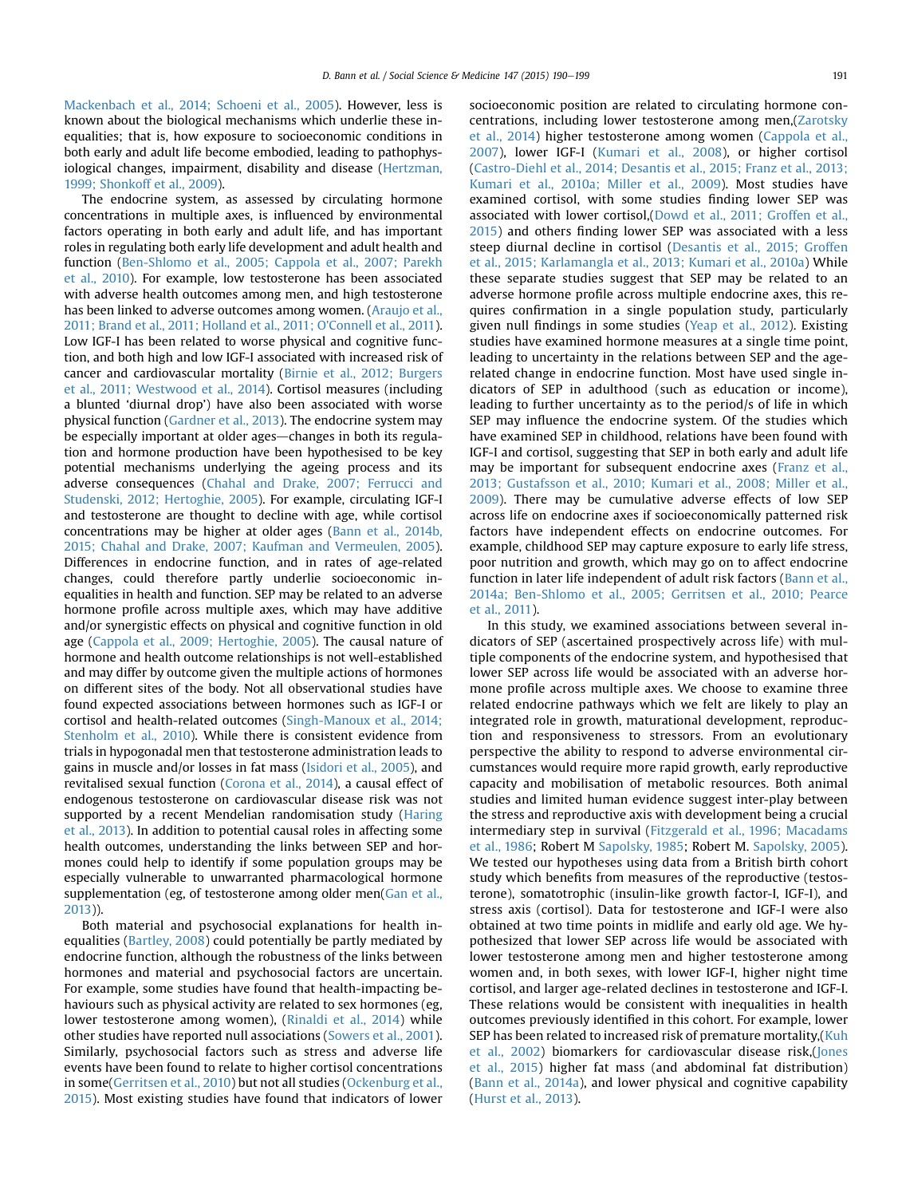Mackenbach et al., 2014; Schoeni et al., 2005). However, less is known about the biological mechanisms which underlie these inequalities; that is, how exposure to socioeconomic conditions in both early and adult life become embodied, leading to pathophysiological changes, impairment, disability and disease (Hertzman, 1999; Shonkoff et al., 2009).

The endocrine system, as assessed by circulating hormone concentrations in multiple axes, is influenced by environmental factors operating in both early and adult life, and has important roles in regulating both early life development and adult health and function (Ben-Shlomo et al., 2005; Cappola et al., 2007; Parekh et al., 2010). For example, low testosterone has been associated with adverse health outcomes among men, and high testosterone has been linked to adverse outcomes among women. (Araujo et al., 2011; Brand et al., 2011; Holland et al., 2011; O'Connell et al., 2011). Low IGF-I has been related to worse physical and cognitive function, and both high and low IGF-I associated with increased risk of cancer and cardiovascular mortality (Birnie et al., 2012; Burgers et al., 2011; Westwood et al., 2014). Cortisol measures (including a blunted 'diurnal drop') have also been associated with worse physical function (Gardner et al., 2013). The endocrine system may be especially important at older ages—changes in both its regulation and hormone production have been hypothesised to be key potential mechanisms underlying the ageing process and its adverse consequences (Chahal and Drake, 2007; Ferrucci and Studenski, 2012; Hertoghie, 2005). For example, circulating IGF-I and testosterone are thought to decline with age, while cortisol concentrations may be higher at older ages (Bann et al., 2014b, 2015; Chahal and Drake, 2007; Kaufman and Vermeulen, 2005). Differences in endocrine function, and in rates of age-related changes, could therefore partly underlie socioeconomic inequalities in health and function. SEP may be related to an adverse hormone profile across multiple axes, which may have additive and/or synergistic effects on physical and cognitive function in old age (Cappola et al., 2009; Hertoghie, 2005). The causal nature of hormone and health outcome relationships is not well-established and may differ by outcome given the multiple actions of hormones on different sites of the body. Not all observational studies have found expected associations between hormones such as IGF-I or cortisol and health-related outcomes (Singh-Manoux et al., 2014; Stenholm et al., 2010). While there is consistent evidence from trials in hypogonadal men that testosterone administration leads to gains in muscle and/or losses in fat mass (Isidori et al., 2005), and revitalised sexual function (Corona et al., 2014), a causal effect of endogenous testosterone on cardiovascular disease risk was not supported by a recent Mendelian randomisation study (Haring et al., 2013). In addition to potential causal roles in affecting some health outcomes, understanding the links between SEP and hormones could help to identify if some population groups may be especially vulnerable to unwarranted pharmacological hormone supplementation (eg, of testosterone among older men(Gan et al., 2013)).

Both material and psychosocial explanations for health inequalities (Bartley, 2008) could potentially be partly mediated by endocrine function, although the robustness of the links between hormones and material and psychosocial factors are uncertain. For example, some studies have found that health-impacting behaviours such as physical activity are related to sex hormones (eg, lower testosterone among women), (Rinaldi et al., 2014) while other studies have reported null associations (Sowers et al., 2001). Similarly, psychosocial factors such as stress and adverse life events have been found to relate to higher cortisol concentrations in some(Gerritsen et al., 2010) but not all studies (Ockenburg et al., 2015). Most existing studies have found that indicators of lower socioeconomic position are related to circulating hormone concentrations, including lower testosterone among men,(Zarotsky et al., 2014) higher testosterone among women (Cappola et al., 2007), lower IGF-I (Kumari et al., 2008), or higher cortisol (Castro-Diehl et al., 2014; Desantis et al., 2015; Franz et al., 2013; Kumari et al., 2010a; Miller et al., 2009). Most studies have examined cortisol, with some studies finding lower SEP was associated with lower cortisol,(Dowd et al., 2011; Groffen et al., 2015) and others finding lower SEP was associated with a less steep diurnal decline in cortisol (Desantis et al., 2015; Groffen et al., 2015; Karlamangla et al., 2013; Kumari et al., 2010a) While these separate studies suggest that SEP may be related to an adverse hormone profile across multiple endocrine axes, this requires confirmation in a single population study, particularly given null findings in some studies (Yeap et al., 2012). Existing studies have examined hormone measures at a single time point, leading to uncertainty in the relations between SEP and the age-related change in endocrine function. Most have used single indicators of SEP in adulthood (such as education or income), leading to further uncertainty as to the period/s of life in which SEP may influence the endocrine system. Of the studies which have examined SEP in childhood, relations have been found with IGF-I and cortisol, suggesting that SEP in both early and adult life may be important for subsequent endocrine axes (Franz et al., 2013; Gustafsson et al., 2010; Kumari et al., 2008; Miller et al., 2009). There may be cumulative adverse effects of low SEP across life on endocrine axes if socioeconomically patterned risk factors have independent effects on endocrine outcomes. For example, childhood SEP may capture exposure to early life stress, poor nutrition and growth, which may go on to affect endocrine function in later life independent of adult risk factors (Bann et al., 2014a; Ben-Shlomo et al., 2005; Gerritsen et al., 2010; Pearce et al., 2011).

In this study, we examined associations between several indicators of SEP (ascertained prospectively across life) with multiple components of the endocrine system, and hypothesised that lower SEP across life would be associated with an adverse hormone profile across multiple axes. We choose to examine three related endocrine pathways which we felt are likely to play an integrated role in growth, maturational development, reproduction and responsiveness to stressors. From an evolutionary perspective the ability to respond to adverse environmental circumstances would require more rapid growth, early reproductive capacity and mobilisation of metabolic resources. Both animal studies and limited human evidence suggest inter-play between the stress and reproductive axis with development being a crucial intermediary step in survival (Fitzgerald et al., 1996; Macadams et al., 1986; Robert M Sapolsky, 1985; Robert M. Sapolsky, 2005). We tested our hypotheses using data from a British birth cohort study which benefits from measures of the reproductive (testosterone), somatotrophic (insulin-like growth factor-I, IGF-I), and stress axis (cortisol). Data for testosterone and IGF-I were also obtained at two time points in midlife and early old age. We hypothesized that lower SEP across life would be associated with lower testosterone among men and higher testosterone among women and, in both sexes, with lower IGF-I, higher night time cortisol, and larger age-related declines in testosterone and IGF-I. These relations would be consistent with inequalities in health outcomes previously identified in this cohort. For example, lower SEP has been related to increased risk of premature mortality,(Kuh et al., 2002) biomarkers for cardiovascular disease risk,(Jones et al., 2015) higher fat mass (and abdominal fat distribution) (Bann et al., 2014a), and lower physical and cognitive capability (Hurst et al., 2013).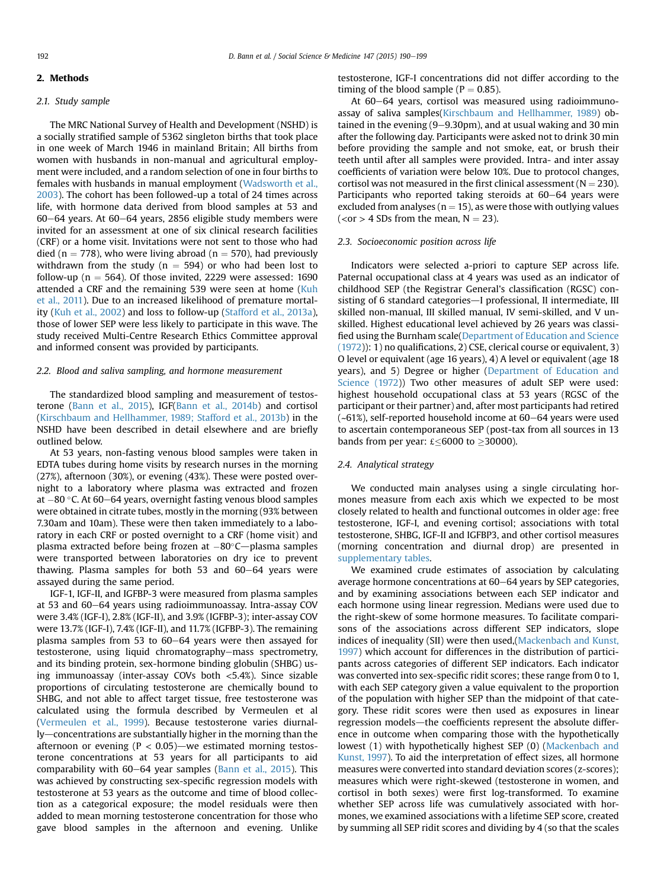## 2. Methods

### 2.1. Study sample

The MRC National Survey of Health and Development (NSHD) is a socially stratified sample of 5362 singleton births that took place in one week of March 1946 in mainland Britain; All births from women with husbands in non-manual and agricultural employment were included, and a random selection of one in four births to females with husbands in manual employment (Wadsworth et al., 2003). The cohort has been followed-up a total of 24 times across life, with hormone data derived from blood samples at 53 and 60–64 years. At 60–64 years, 2856 eligible study members were invited for an assessment at one of six clinical research facilities (CRF) or a home visit. Invitations were not sent to those who had died (n = 778), who were living abroad (n = 570), had previously withdrawn from the study (n = 594) or who had been lost to follow-up (n = 564). Of those invited, 2229 were assessed: 1690 attended a CRF and the remaining 539 were seen at home (Kuh et al., 2011). Due to an increased likelihood of premature mortality (Kuh et al., 2002) and loss to follow-up (Stafford et al., 2013a), those of lower SEP were less likely to participate in this wave. The study received Multi-Centre Research Ethics Committee approval and informed consent was provided by participants.

### 2.2. Blood and saliva sampling, and hormone measurement

The standardized blood sampling and measurement of testosterone (Bann et al., 2015), IGF(Bann et al., 2014b) and cortisol (Kirschbaum and Hellhammer, 1989; Stafford et al., 2013b) in the NSHD have been described in detail elsewhere and are briefly outlined below.

At 53 years, non-fasting venous blood samples were taken in EDTA tubes during home visits by research nurses in the morning (27%), afternoon (30%), or evening (43%). These were posted overnight to a laboratory where plasma was extracted and frozen at −80 °C. At 60–64 years, overnight fasting venous blood samples were obtained in citrate tubes, mostly in the morning (93% between 7.30am and 10am). These were then taken immediately to a laboratory in each CRF or posted overnight to a CRF (home visit) and plasma extracted before being frozen at −80°C—plasma samples were transported between laboratories on dry ice to prevent thawing. Plasma samples for both 53 and 60–64 years were assayed during the same period.

IGF-1, IGF-II, and IGFBP-3 were measured from plasma samples at 53 and 60–64 years using radioimmunoassay. Intra-assay COV were 3.4% (IGF-I), 2.8% (IGF-II), and 3.9% (IGFBP-3); inter-assay COV were 13.7% (IGF-I), 7.4% (IGF-II), and 11.7% (IGFBP-3). The remaining plasma samples from 53 to 60–64 years were then assayed for testosterone, using liquid chromatography–mass spectrometry, and its binding protein, sex-hormone binding globulin (SHBG) using immunoassay (inter-assay COVs both <5.4%). Since sizable proportions of circulating testosterone are chemically bound to SHBG, and not able to affect target tissue, free testosterone was calculated using the formula described by Vermeulen et al (Vermeulen et al., 1999). Because testosterone varies diurnally—concentrations are substantially higher in the morning than the afternoon or evening ($P < 0.05$)—we estimated morning testosterone concentrations at 53 years for all participants to aid comparability with 60–64 year samples (Bann et al., 2015). This was achieved by constructing sex-specific regression models with testosterone at 53 years as the outcome and time of blood collection as a categorical exposure; the model residuals were then added to mean morning testosterone concentration for those who gave blood samples in the afternoon and evening. Unlike testosterone, IGF-I concentrations did not differ according to the timing of the blood sample ($P = 0.85$).

At 60–64 years, cortisol was measured using radioimmunoassay of saliva samples(Kirschbaum and Hellhammer, 1989) obtained in the evening (9–9.30pm), and at usual waking and 30 min after the following day. Participants were asked not to drink 30 min before providing the sample and not smoke, eat, or brush their teeth until after all samples were provided. Intra- and inter assay coefficients of variation were below 10%. Due to protocol changes, cortisol was not measured in the first clinical assessment (N = 230). Participants who reported taking steroids at 60–64 years were excluded from analyses (n = 15), as were those with outlying values (<or > 4 SDs from the mean, N = 23).

### 2.3. Socioeconomic position across life

Indicators were selected a-priori to capture SEP across life. Paternal occupational class at 4 years was used as an indicator of childhood SEP (the Registrar General's classification (RGSC) consisting of 6 standard categories—I professional, II intermediate, III skilled non-manual, III skilled manual, IV semi-skilled, and V unskilled. Highest educational level achieved by 26 years was classified using the Burnham scale(Department of Education and Science (1972)): 1) no qualifications, 2) CSE, clerical course or equivalent, 3) O level or equivalent (age 16 years), 4) A level or equivalent (age 18 years), and 5) Degree or higher (Department of Education and Science (1972)) Two other measures of adult SEP were used: highest household occupational class at 53 years (RGSC of the participant or their partner) and, after most participants had retired (~61%), self-reported household income at 60–64 years were used to ascertain contemporaneous SEP (post-tax from all sources in 13 bands from per year: £≤6000 to ≥30000).

### 2.4. Analytical strategy

We conducted main analyses using a single circulating hormones measure from each axis which we expected to be most closely related to health and functional outcomes in older age: free testosterone, IGF-I, and evening cortisol; associations with total testosterone, SHBG, IGF-II and IGFBP3, and other cortisol measures (morning concentration and diurnal drop) are presented in supplementary tables.

We examined crude estimates of association by calculating average hormone concentrations at 60–64 years by SEP categories, and by examining associations between each SEP indicator and each hormone using linear regression. Medians were used due to the right-skew of some hormone measures. To facilitate comparisons of the associations across different SEP indicators, slope indices of inequality (SII) were then used,(Mackenbach and Kunst, 1997) which account for differences in the distribution of participants across categories of different SEP indicators. Each indicator was converted into sex-specific ridit scores; these range from 0 to 1, with each SEP category given a value equivalent to the proportion of the population with higher SEP than the midpoint of that category. These ridit scores were then used as exposures in linear regression models—the coefficients represent the absolute difference in outcome when comparing those with the hypothetically lowest (1) with hypothetically highest SEP (0) (Mackenbach and Kunst, 1997). To aid the interpretation of effect sizes, all hormone measures were converted into standard deviation scores (z-scores); measures which were right-skewed (testosterone in women, and cortisol in both sexes) were first log-transformed. To examine whether SEP across life was cumulatively associated with hormones, we examined associations with a lifetime SEP score, created by summing all SEP ridit scores and dividing by 4 (so that the scales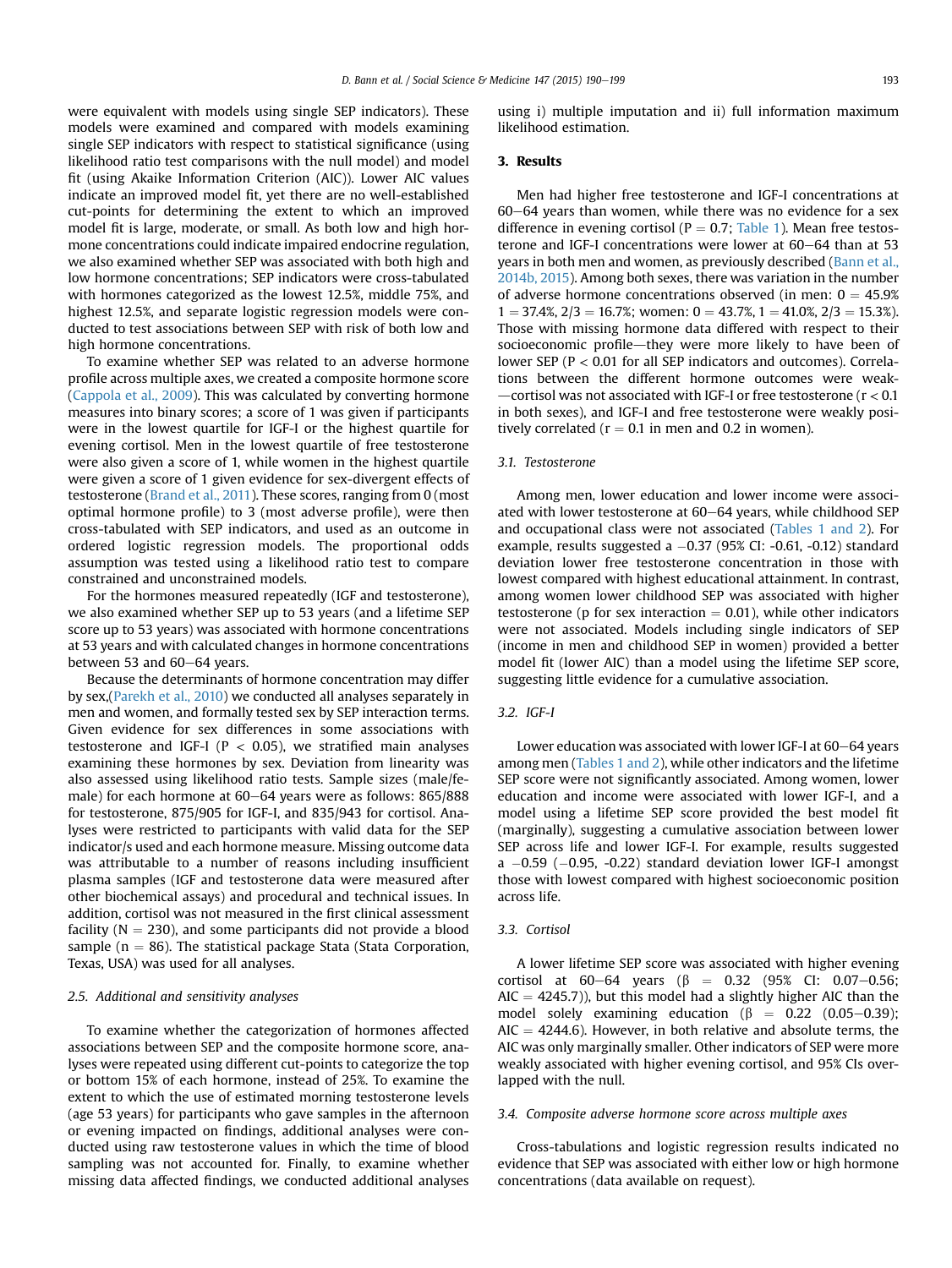were equivalent with models using single SEP indicators). These models were examined and compared with models examining single SEP indicators with respect to statistical significance (using likelihood ratio test comparisons with the null model) and model fit (using Akaike Information Criterion (AIC)). Lower AIC values indicate an improved model fit, yet there are no well-established cut-points for determining the extent to which an improved model fit is large, moderate, or small. As both low and high hormone concentrations could indicate impaired endocrine regulation, we also examined whether SEP was associated with both high and low hormone concentrations; SEP indicators were cross-tabulated with hormones categorized as the lowest 12.5%, middle 75%, and highest 12.5%, and separate logistic regression models were conducted to test associations between SEP with risk of both low and high hormone concentrations.

To examine whether SEP was related to an adverse hormone profile across multiple axes, we created a composite hormone score (Cappola et al., 2009). This was calculated by converting hormone measures into binary scores; a score of 1 was given if participants were in the lowest quartile for IGF-I or the highest quartile for evening cortisol. Men in the lowest quartile of free testosterone were also given a score of 1, while women in the highest quartile were given a score of 1 given evidence for sex-divergent effects of testosterone (Brand et al., 2011). These scores, ranging from 0 (most optimal hormone profile) to 3 (most adverse profile), were then cross-tabulated with SEP indicators, and used as an outcome in ordered logistic regression models. The proportional odds assumption was tested using a likelihood ratio test to compare constrained and unconstrained models.

For the hormones measured repeatedly (IGF and testosterone), we also examined whether SEP up to 53 years (and a lifetime SEP score up to 53 years) was associated with hormone concentrations at 53 years and with calculated changes in hormone concentrations between 53 and 60–64 years.

Because the determinants of hormone concentration may differ by sex,(Parekh et al., 2010) we conducted all analyses separately in men and women, and formally tested sex by SEP interaction terms. Given evidence for sex differences in some associations with testosterone and IGF-I ($P < 0.05$), we stratified main analyses examining these hormones by sex. Deviation from linearity was also assessed using likelihood ratio tests. Sample sizes (male/female) for each hormone at 60–64 years were as follows: 865/888 for testosterone, 875/905 for IGF-I, and 835/943 for cortisol. Analyses were restricted to participants with valid data for the SEP indicator/s used and each hormone measure. Missing outcome data was attributable to a number of reasons including insufficient plasma samples (IGF and testosterone data were measured after other biochemical assays) and procedural and technical issues. In addition, cortisol was not measured in the first clinical assessment facility ($N = 230$), and some participants did not provide a blood sample ($n = 86$). The statistical package Stata (Stata Corporation, Texas, USA) was used for all analyses.

### 2.5. Additional and sensitivity analyses

To examine whether the categorization of hormones affected associations between SEP and the composite hormone score, analyses were repeated using different cut-points to categorize the top or bottom 15% of each hormone, instead of 25%. To examine the extent to which the use of estimated morning testosterone levels (age 53 years) for participants who gave samples in the afternoon or evening impacted on findings, additional analyses were conducted using raw testosterone values in which the time of blood sampling was not accounted for. Finally, to examine whether missing data affected findings, we conducted additional analyses using i) multiple imputation and ii) full information maximum likelihood estimation.

## 3. Results

Men had higher free testosterone and IGF-I concentrations at 60–64 years than women, while there was no evidence for a sex difference in evening cortisol ($P = 0.7$; Table 1). Mean free testosterone and IGF-I concentrations were lower at 60–64 than at 53 years in both men and women, as previously described (Bann et al., 2014b, 2015). Among both sexes, there was variation in the number of adverse hormone concentrations observed (in men: 0 = 45.9% 1 = 37.4%, 2/3 = 16.7%; women: 0 = 43.7%, 1 = 41.0%, 2/3 = 15.3%). Those with missing hormone data differed with respect to their socioeconomic profile—they were more likely to have been of lower SEP ($P < 0.01$ for all SEP indicators and outcomes). Correlations between the different hormone outcomes were weak—cortisol was not associated with IGF-I or free testosterone ($r < 0.1$ in both sexes), and IGF-I and free testosterone were weakly positively correlated ($r = 0.1$ in men and 0.2 in women).

### 3.1. Testosterone

Among men, lower education and lower income were associated with lower testosterone at 60–64 years, while childhood SEP and occupational class were not associated (Tables 1 and 2). For example, results suggested a −0.37 (95% CI: -0.61, -0.12) standard deviation lower free testosterone concentration in those with lowest compared with highest educational attainment. In contrast, among women lower childhood SEP was associated with higher testosterone (p for sex interaction = 0.01), while other indicators were not associated. Models including single indicators of SEP (income in men and childhood SEP in women) provided a better model fit (lower AIC) than a model using the lifetime SEP score, suggesting little evidence for a cumulative association.

### 3.2. IGF-I

Lower education was associated with lower IGF-I at 60–64 years among men (Tables 1 and 2), while other indicators and the lifetime SEP score were not significantly associated. Among women, lower education and income were associated with lower IGF-I, and a model using a lifetime SEP score provided the best model fit (marginally), suggesting a cumulative association between lower SEP across life and lower IGF-I. For example, results suggested a −0.59 (−0.95, -0.22) standard deviation lower IGF-I amongst those with lowest compared with highest socioeconomic position across life.

### 3.3. Cortisol

A lower lifetime SEP score was associated with higher evening cortisol at 60–64 years ($\beta = 0.32$ (95% CI: 0.07–0.56; AIC = 4245.7)), but this model had a slightly higher AIC than the model solely examining education ($\beta = 0.22$ (0.05–0.39); AIC = 4244.6). However, in both relative and absolute terms, the AIC was only marginally smaller. Other indicators of SEP were more weakly associated with higher evening cortisol, and 95% CIs overlapped with the null.

### 3.4. Composite adverse hormone score across multiple axes

Cross-tabulations and logistic regression results indicated no evidence that SEP was associated with either low or high hormone concentrations (data available on request).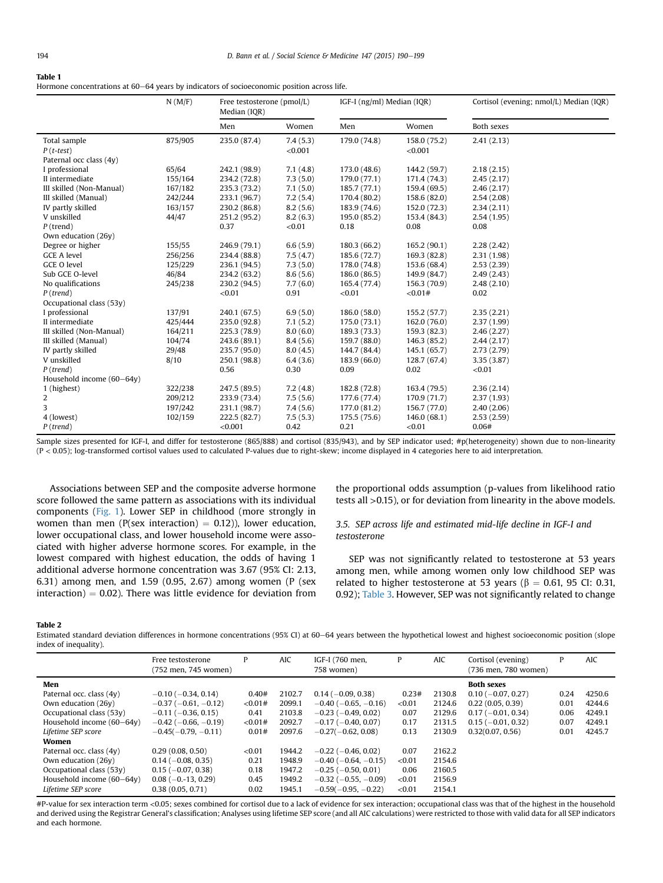**Table 1**
Hormone concentrations at 60–64 years by indicators of socioeconomic position across life.

| | N (M/F) | Free testosterone (pmol/L) Median (IQR) | | IGF-I (ng/ml) Median (IQR) | | Cortisol (evening; nmol/L) Median (IQR) |
|---|---|---|---|---|---|---|
| | | Men | Women | Men | Women | Both sexes |
| Total sample | 875/905 | 235.0 (87.4) | 7.4 (5.3) | 179.0 (74.8) | 158.0 (75.2) | 2.41 (2.13) |
| *P* (*t-test*) | | | <0.001 | | <0.001 | |
| Paternal occ class (4y) | | | | | | |
| I professional | 65/64 | 242.1 (98.9) | 7.1 (4.8) | 173.0 (48.6) | 144.2 (59.7) | 2.18 (2.15) |
| II intermediate | 155/164 | 234.2 (72.8) | 7.3 (5.0) | 179.0 (77.1) | 171.4 (74.3) | 2.45 (2.17) |
| III skilled (Non-Manual) | 167/182 | 235.3 (73.2) | 7.1 (5.0) | 185.7 (77.1) | 159.4 (69.5) | 2.46 (2.17) |
| III skilled (Manual) | 242/244 | 233.1 (96.7) | 7.2 (5.4) | 170.4 (80.2) | 158.6 (82.0) | 2.54 (2.08) |
| IV partly skilled | 163/157 | 230.2 (86.8) | 8.2 (5.6) | 183.9 (74.6) | 152.0 (72.3) | 2.34 (2.11) |
| V unskilled | 44/47 | 251.2 (95.2) | 8.2 (6.3) | 195.0 (85.2) | 153.4 (84.3) | 2.54 (1.95) |
| *P* (trend) | | 0.37 | <0.01 | 0.18 | 0.08 | 0.08 |
| Own education (26y) | | | | | | |
| Degree or higher | 155/55 | 246.9 (79.1) | 6.6 (5.9) | 180.3 (66.2) | 165.2 (90.1) | 2.28 (2.42) |
| GCE A level | 256/256 | 234.4 (88.8) | 7.5 (4.7) | 185.6 (72.7) | 169.3 (82.8) | 2.31 (1.98) |
| GCE O level | 125/229 | 236.1 (94.5) | 7.3 (5.0) | 178.0 (74.8) | 153.6 (68.4) | 2.53 (2.39) |
| Sub GCE O-level | 46/84 | 234.2 (63.2) | 8.6 (5.6) | 186.0 (86.5) | 149.9 (84.7) | 2.49 (2.43) |
| No qualifications | 245/238 | 230.2 (94.5) | 7.7 (6.0) | 165.4 (77.4) | 156.3 (70.9) | 2.48 (2.10) |
| *P* (*trend*) | | <0.01 | 0.91 | <0.01 | <0.01# | 0.02 |
| Occupational class (53y) | | | | | | |
| I professional | 137/91 | 240.1 (67.5) | 6.9 (5.0) | 186.0 (58.0) | 155.2 (57.7) | 2.35 (2.21) |
| II intermediate | 425/444 | 235.0 (92.8) | 7.1 (5.2) | 175.0 (73.1) | 162.0 (76.0) | 2.37 (1.99) |
| III skilled (Non-Manual) | 164/211 | 225.3 (78.9) | 8.0 (6.0) | 189.3 (73.3) | 159.3 (82.3) | 2.46 (2.27) |
| III skilled (Manual) | 104/74 | 243.6 (89.1) | 8.4 (5.6) | 159.7 (88.0) | 146.3 (85.2) | 2.44 (2.17) |
| IV partly skilled | 29/48 | 235.7 (95.0) | 8.0 (4.5) | 144.7 (84.4) | 145.1 (65.7) | 2.73 (2.79) |
| V unskilled | 8/10 | 250.1 (98.8) | 6.4 (3.6) | 183.9 (66.0) | 128.7 (67.4) | 3.35 (3.87) |
| *P* (*trend*) | | 0.56 | 0.30 | 0.09 | 0.02 | <0.01 |
| Household income (60–64y) | | | | | | |
| 1 (highest) | 322/238 | 247.5 (89.5) | 7.2 (4.8) | 182.8 (72.8) | 163.4 (79.5) | 2.36 (2.14) |
| 2 | 209/212 | 233.9 (73.4) | 7.5 (5.6) | 177.6 (77.4) | 170.9 (71.7) | 2.37 (1.93) |
| 3 | 197/242 | 231.1 (98.7) | 7.4 (5.6) | 177.0 (81.2) | 156.7 (77.0) | 2.40 (2.06) |
| 4 (lowest) | 102/159 | 222.5 (82.7) | 7.5 (5.3) | 175.5 (75.6) | 146.0 (68.1) | 2.53 (2.59) |
| *P* (*trend*) | | <0.001 | 0.42 | 0.21 | <0.01 | 0.06# |

Sample sizes presented for IGF-I, and differ for testosterone (865/888) and cortisol (835/943), and by SEP indicator used; #p(heterogeneity) shown due to non-linearity (P < 0.05); log-transformed cortisol values used to calculated P-values due to right-skew; income displayed in 4 categories here to aid interpretation.

Associations between SEP and the composite adverse hormone score followed the same pattern as associations with its individual components (Fig. 1). Lower SEP in childhood (more strongly in women than men (P(sex interaction) = 0.12)), lower education, lower occupational class, and lower household income were associated with higher adverse hormone scores. For example, in the lowest compared with highest education, the odds of having 1 additional adverse hormone concentration was 3.67 (95% CI: 2.13, 6.31) among men, and 1.59 (0.95, 2.67) among women (P (sex interaction) = 0.02). There was little evidence for deviation from the proportional odds assumption (p-values from likelihood ratio tests all >0.15), or for deviation from linearity in the above models.

### 3.5. SEP across life and estimated mid-life decline in IGF-I and testosterone

SEP was not significantly related to testosterone at 53 years among men, while among women only low childhood SEP was related to higher testosterone at 53 years (β = 0.61, 95 CI: 0.31, 0.92); Table 3. However, SEP was not significantly related to change

**Table 2**
Estimated standard deviation differences in hormone concentrations (95% CI) at 60–64 years between the hypothetical lowest and highest socioeconomic position (slope index of inequality).

| | Free testosterone (752 men, 745 women) | P | AIC | IGF-I (760 men, 758 women) | P | AIC | Cortisol (evening) (736 men, 780 women) | P | AIC |
|---|---|---|---|---|---|---|---|---|---|
| **Men** | | | | | | | **Both sexes** | | |
| Paternal occ. class (4y) | −0.10 (−0.34, 0.14) | 0.40# | 2102.7 | 0.14 (−0.09, 0.38) | 0.23# | 2130.8 | 0.10 (−0.07, 0.27) | 0.24 | 4250.6 |
| Own education (26y) | −0.37 (−0.61, −0.12) | <0.01# | 2099.1 | −0.40 (−0.65, −0.16) | <0.01 | 2124.6 | 0.22 (0.05, 0.39) | 0.01 | 4244.6 |
| Occupational class (53y) | −0.11 (−0.36, 0.15) | 0.41 | 2103.8 | −0.23 (−0.49, 0.02) | 0.07 | 2129.6 | 0.17 (−0.01, 0.34) | 0.06 | 4249.1 |
| Household income (60–64y) | −0.42 (−0.66, −0.19) | <0.01# | 2092.7 | −0.17 (−0.40, 0.07) | 0.17 | 2131.5 | 0.15 (−0.01, 0.32) | 0.07 | 4249.1 |
| *Lifetime SEP score* | −0.45(−0.79, −0.11) | 0.01# | 2097.6 | −0.27(−0.62, 0.08) | 0.13 | 2130.9 | 0.32(0.07, 0.56) | 0.01 | 4245.7 |
| **Women** | | | | | | | | | |
| Paternal occ. class (4y) | 0.29 (0.08, 0.50) | <0.01 | 1944.2 | −0.22 (−0.46, 0.02) | 0.07 | 2162.2 | | | |
| Own education (26y) | 0.14 (−0.08, 0.35) | 0.21 | 1948.9 | −0.40 (−0.64, −0.15) | <0.01 | 2154.6 | | | |
| Occupational class (53y) | 0.15 (−0.07, 0.38) | 0.18 | 1947.2 | −0.25 (−0.50, 0.01) | 0.06 | 2160.5 | | | |
| Household income (60–64y) | 0.08 (−0.-13, 0.29) | 0.45 | 1949.2 | −0.32 (−0.55, −0.09) | <0.01 | 2156.9 | | | |
| *Lifetime SEP score* | 0.38 (0.05, 0.71) | 0.02 | 1945.1 | −0.59(−0.95, −0.22) | <0.01 | 2154.1 | | | |

#P-value for sex interaction term <0.05; sexes combined for cortisol due to a lack of evidence for sex interaction; occupational class was that of the highest in the household and derived using the Registrar General's classification; Analyses using lifetime SEP score (and all AIC calculations) were restricted to those with valid data for all SEP indicators and each hormone.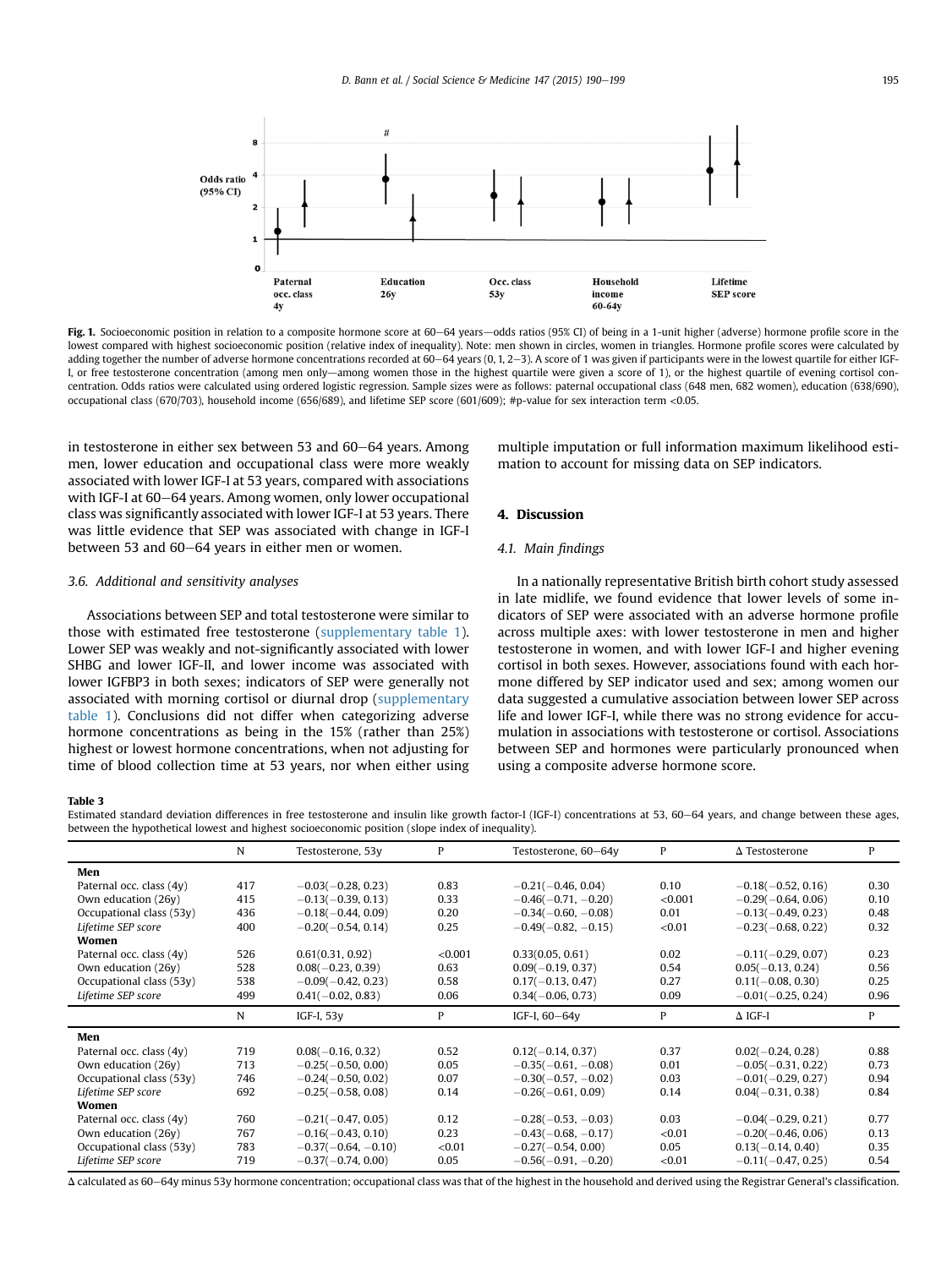**Fig. 1.** Socioeconomic position in relation to a composite hormone score at 60–64 years—odds ratios (95% CI) of being in a 1-unit higher (adverse) hormone profile score in the lowest compared with highest socioeconomic position (relative index of inequality). Note: men shown in circles, women in triangles. Hormone profile scores were calculated by adding together the number of adverse hormone concentrations recorded at 60–64 years (0, 1, 2–3). A score of 1 was given if participants were in the lowest quartile for either IGF-I, or free testosterone concentration (among men only—among women those in the highest quartile were given a score of 1), or the highest quartile of evening cortisol concentration. Odds ratios were calculated using ordered logistic regression. Sample sizes were as follows: paternal occupational class (648 men, 682 women), education (638/690), occupational class (670/703), household income (656/689), and lifetime SEP score (601/609); #p-value for sex interaction term <0.05.

in testosterone in either sex between 53 and 60–64 years. Among men, lower education and occupational class were more weakly associated with lower IGF-I at 53 years, compared with associations with IGF-I at 60–64 years. Among women, only lower occupational class was significantly associated with lower IGF-I at 53 years. There was little evidence that SEP was associated with change in IGF-I between 53 and 60–64 years in either men or women.

### 3.6. Additional and sensitivity analyses

Associations between SEP and total testosterone were similar to those with estimated free testosterone (supplementary table 1). Lower SEP was weakly and not-significantly associated with lower SHBG and lower IGF-II, and lower income was associated with lower IGFBP3 in both sexes; indicators of SEP were generally not associated with morning cortisol or diurnal drop (supplementary table 1). Conclusions did not differ when categorizing adverse hormone concentrations as being in the 15% (rather than 25%) highest or lowest hormone concentrations, when not adjusting for time of blood collection time at 53 years, nor when either using multiple imputation or full information maximum likelihood estimation to account for missing data on SEP indicators.

## 4. Discussion

### 4.1. Main findings

In a nationally representative British birth cohort study assessed in late midlife, we found evidence that lower levels of some indicators of SEP were associated with an adverse hormone profile across multiple axes: with lower testosterone in men and higher testosterone in women, and with lower IGF-I and higher evening cortisol in both sexes. However, associations found with each hormone differed by SEP indicator used and sex; among women our data suggested a cumulative association between lower SEP across life and lower IGF-I, while there was no strong evidence for accumulation in associations with testosterone or cortisol. Associations between SEP and hormones were particularly pronounced when using a composite adverse hormone score.

**Table 3**
Estimated standard deviation differences in free testosterone and insulin like growth factor-I (IGF-I) concentrations at 53, 60–64 years, and change between these ages, between the hypothetical lowest and highest socioeconomic position (slope index of inequality).

| | N | Testosterone, 53y | P | Testosterone, 60–64y | P | Δ Testosterone | P |
|---|---|---|---|---|---|---|---|
| **Men** | | | | | | | |
| Paternal occ. class (4y) | 417 | −0.03(−0.28, 0.23) | 0.83 | −0.21(−0.46, 0.04) | 0.10 | −0.18(−0.52, 0.16) | 0.30 |
| Own education (26y) | 415 | −0.13(−0.39, 0.13) | 0.33 | −0.46(−0.71, −0.20) | <0.001 | −0.29(−0.64, 0.06) | 0.10 |
| Occupational class (53y) | 436 | −0.18(−0.44, 0.09) | 0.20 | −0.34(−0.60, −0.08) | 0.01 | −0.13(−0.49, 0.23) | 0.48 |
| *Lifetime SEP score* | 400 | −0.20(−0.54, 0.14) | 0.25 | −0.49(−0.82, −0.15) | <0.01 | −0.23(−0.68, 0.22) | 0.32 |
| **Women** | | | | | | | |
| Paternal occ. class (4y) | 526 | 0.61(0.31, 0.92) | <0.001 | 0.33(0.05, 0.61) | 0.02 | −0.11(−0.29, 0.07) | 0.23 |
| Own education (26y) | 528 | 0.08(−0.23, 0.39) | 0.63 | 0.09(−0.19, 0.37) | 0.54 | 0.05(−0.13, 0.24) | 0.56 |
| Occupational class (53y) | 538 | −0.09(−0.42, 0.23) | 0.58 | 0.17(−0.13, 0.47) | 0.27 | 0.11(−0.08, 0.30) | 0.25 |
| *Lifetime SEP score* | 499 | 0.41(−0.02, 0.83) | 0.06 | 0.34(−0.06, 0.73) | 0.09 | −0.01(−0.25, 0.24) | 0.96 |
| | **N** | **IGF-I, 53y** | **P** | **IGF-I, 60–64y** | **P** | **Δ IGF-I** | **P** |
| **Men** | | | | | | | |
| Paternal occ. class (4y) | 719 | 0.08(−0.16, 0.32) | 0.52 | 0.12(−0.14, 0.37) | 0.37 | 0.02(−0.24, 0.28) | 0.88 |
| Own education (26y) | 713 | −0.25(−0.50, 0.00) | 0.05 | −0.35(−0.61, −0.08) | 0.01 | −0.05(−0.31, 0.22) | 0.73 |
| Occupational class (53y) | 746 | −0.24(−0.50, 0.02) | 0.07 | −0.30(−0.57, −0.02) | 0.03 | −0.01(−0.29, 0.27) | 0.94 |
| *Lifetime SEP score* | 692 | −0.25(−0.58, 0.08) | 0.14 | −0.26(−0.61, 0.09) | 0.14 | 0.04(−0.31, 0.38) | 0.84 |
| **Women** | | | | | | | |
| Paternal occ. class (4y) | 760 | −0.21(−0.47, 0.05) | 0.12 | −0.28(−0.53, −0.03) | 0.03 | −0.04(−0.29, 0.21) | 0.77 |
| Own education (26y) | 767 | −0.16(−0.43, 0.10) | 0.23 | −0.43(−0.68, −0.17) | <0.01 | −0.20(−0.46, 0.06) | 0.13 |
| Occupational class (53y) | 783 | −0.37(−0.64, −0.10) | <0.01 | −0.27(−0.54, 0.00) | 0.05 | 0.13(−0.14, 0.40) | 0.35 |
| *Lifetime SEP score* | 719 | −0.37(−0.74, 0.00) | 0.05 | −0.56(−0.91, −0.20) | <0.01 | −0.11(−0.47, 0.25) | 0.54 |

Δ calculated as 60–64y minus 53y hormone concentration; occupational class was that of the highest in the household and derived using the Registrar General's classification.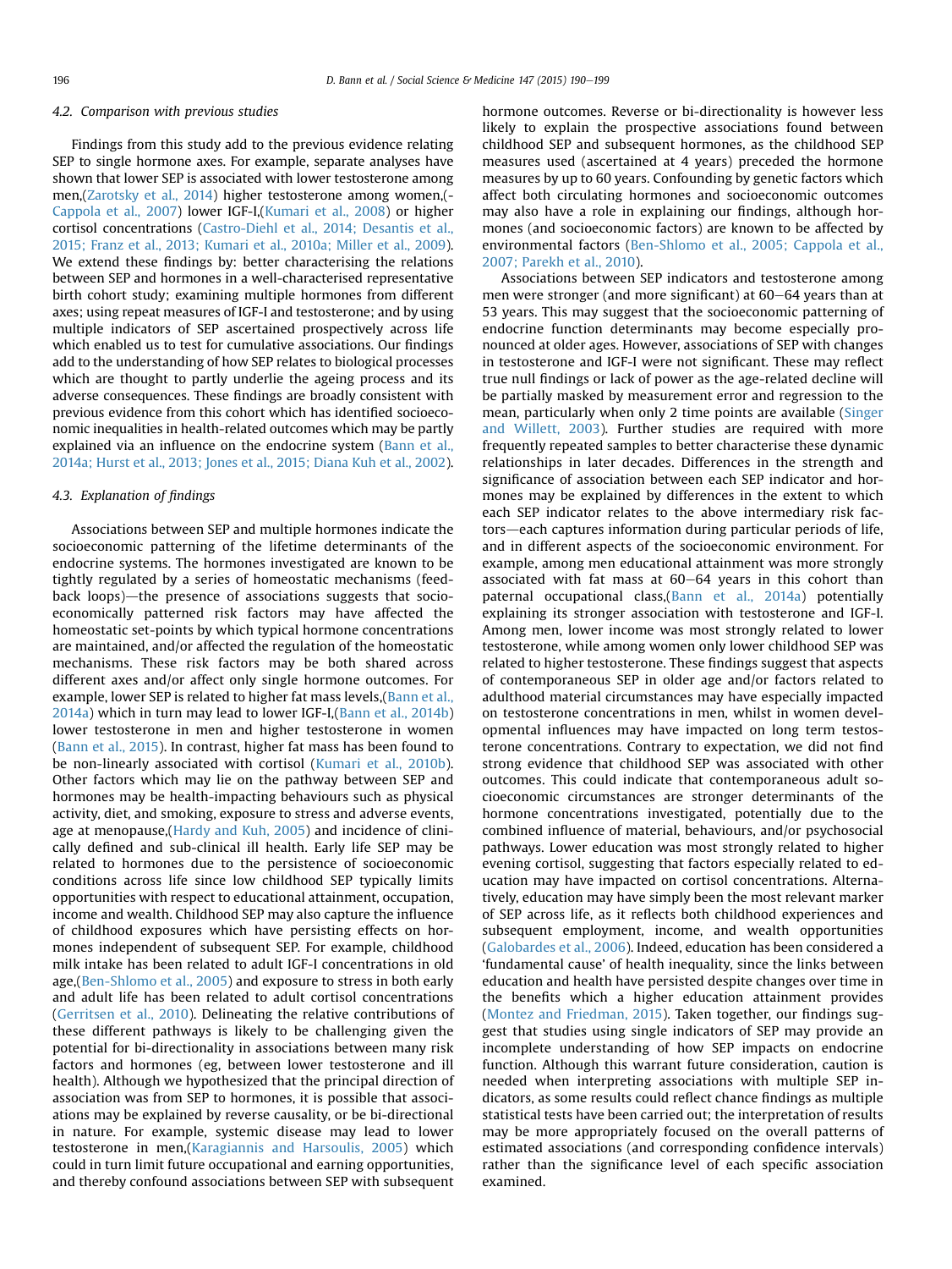### 4.2. Comparison with previous studies

Findings from this study add to the previous evidence relating SEP to single hormone axes. For example, separate analyses have shown that lower SEP is associated with lower testosterone among men,(Zarotsky et al., 2014) higher testosterone among women,(Cappola et al., 2007) lower IGF-I,(Kumari et al., 2008) or higher cortisol concentrations (Castro-Diehl et al., 2014; Desantis et al., 2015; Franz et al., 2013; Kumari et al., 2010a; Miller et al., 2009). We extend these findings by: better characterising the relations between SEP and hormones in a well-characterised representative birth cohort study; examining multiple hormones from different axes; using repeat measures of IGF-I and testosterone; and by using multiple indicators of SEP ascertained prospectively across life which enabled us to test for cumulative associations. Our findings add to the understanding of how SEP relates to biological processes which are thought to partly underlie the ageing process and its adverse consequences. These findings are broadly consistent with previous evidence from this cohort which has identified socioeconomic inequalities in health-related outcomes which may be partly explained via an influence on the endocrine system (Bann et al., 2014a; Hurst et al., 2013; Jones et al., 2015; Diana Kuh et al., 2002).

### 4.3. Explanation of findings

Associations between SEP and multiple hormones indicate the socioeconomic patterning of the lifetime determinants of the endocrine systems. The hormones investigated are known to be tightly regulated by a series of homeostatic mechanisms (feedback loops)—the presence of associations suggests that socioeconomically patterned risk factors may have affected the homeostatic set-points by which typical hormone concentrations are maintained, and/or affected the regulation of the homeostatic mechanisms. These risk factors may be both shared across different axes and/or affect only single hormone outcomes. For example, lower SEP is related to higher fat mass levels,(Bann et al., 2014a) which in turn may lead to lower IGF-I,(Bann et al., 2014b) lower testosterone in men and higher testosterone in women (Bann et al., 2015). In contrast, higher fat mass has been found to be non-linearly associated with cortisol (Kumari et al., 2010b). Other factors which may lie on the pathway between SEP and hormones may be health-impacting behaviours such as physical activity, diet, and smoking, exposure to stress and adverse events, age at menopause,(Hardy and Kuh, 2005) and incidence of clinically defined and sub-clinical ill health. Early life SEP may be related to hormones due to the persistence of socioeconomic conditions across life since low childhood SEP typically limits opportunities with respect to educational attainment, occupation, income and wealth. Childhood SEP may also capture the influence of childhood exposures which have persisting effects on hormones independent of subsequent SEP. For example, childhood milk intake has been related to adult IGF-I concentrations in old age,(Ben-Shlomo et al., 2005) and exposure to stress in both early and adult life has been related to adult cortisol concentrations (Gerritsen et al., 2010). Delineating the relative contributions of these different pathways is likely to be challenging given the potential for bi-directionality in associations between many risk factors and hormones (eg, between lower testosterone and ill health). Although we hypothesized that the principal direction of association was from SEP to hormones, it is possible that associations may be explained by reverse causality, or be bi-directional in nature. For example, systemic disease may lead to lower testosterone in men,(Karagiannis and Harsoulis, 2005) which could in turn limit future occupational and earning opportunities, and thereby confound associations between SEP with subsequent hormone outcomes. Reverse or bi-directionality is however less likely to explain the prospective associations found between childhood SEP and subsequent hormones, as the childhood SEP measures used (ascertained at 4 years) preceded the hormone measures by up to 60 years. Confounding by genetic factors which affect both circulating hormones and socioeconomic outcomes may also have a role in explaining our findings, although hormones (and socioeconomic factors) are known to be affected by environmental factors (Ben-Shlomo et al., 2005; Cappola et al., 2007; Parekh et al., 2010).

Associations between SEP indicators and testosterone among men were stronger (and more significant) at 60–64 years than at 53 years. This may suggest that the socioeconomic patterning of endocrine function determinants may become especially pronounced at older ages. However, associations of SEP with changes in testosterone and IGF-I were not significant. These may reflect true null findings or lack of power as the age-related decline will be partially masked by measurement error and regression to the mean, particularly when only 2 time points are available (Singer and Willett, 2003). Further studies are required with more frequently repeated samples to better characterise these dynamic relationships in later decades. Differences in the strength and significance of association between each SEP indicator and hormones may be explained by differences in the extent to which each SEP indicator relates to the above intermediary risk factors—each captures information during particular periods of life, and in different aspects of the socioeconomic environment. For example, among men educational attainment was more strongly associated with fat mass at 60–64 years in this cohort than paternal occupational class,(Bann et al., 2014a) potentially explaining its stronger association with testosterone and IGF-I. Among men, lower income was most strongly related to lower testosterone, while among women only lower childhood SEP was related to higher testosterone. These findings suggest that aspects of contemporaneous SEP in older age and/or factors related to adulthood material circumstances may have especially impacted on testosterone concentrations in men, whilst in women developmental influences may have impacted on long term testosterone concentrations. Contrary to expectation, we did not find strong evidence that childhood SEP was associated with other outcomes. This could indicate that contemporaneous adult socioeconomic circumstances are stronger determinants of the hormone concentrations investigated, potentially due to the combined influence of material, behaviours, and/or psychosocial pathways. Lower education was most strongly related to higher evening cortisol, suggesting that factors especially related to education may have impacted on cortisol concentrations. Alternatively, education may have simply been the most relevant marker of SEP across life, as it reflects both childhood experiences and subsequent employment, income, and wealth opportunities (Galobardes et al., 2006). Indeed, education has been considered a 'fundamental cause' of health inequality, since the links between education and health have persisted despite changes over time in the benefits which a higher education attainment provides (Montez and Friedman, 2015). Taken together, our findings suggest that studies using single indicators of SEP may provide an incomplete understanding of how SEP impacts on endocrine function. Although this warrant future consideration, caution is needed when interpreting associations with multiple SEP indicators, as some results could reflect chance findings as multiple statistical tests have been carried out; the interpretation of results may be more appropriately focused on the overall patterns of estimated associations (and corresponding confidence intervals) rather than the significance level of each specific association examined.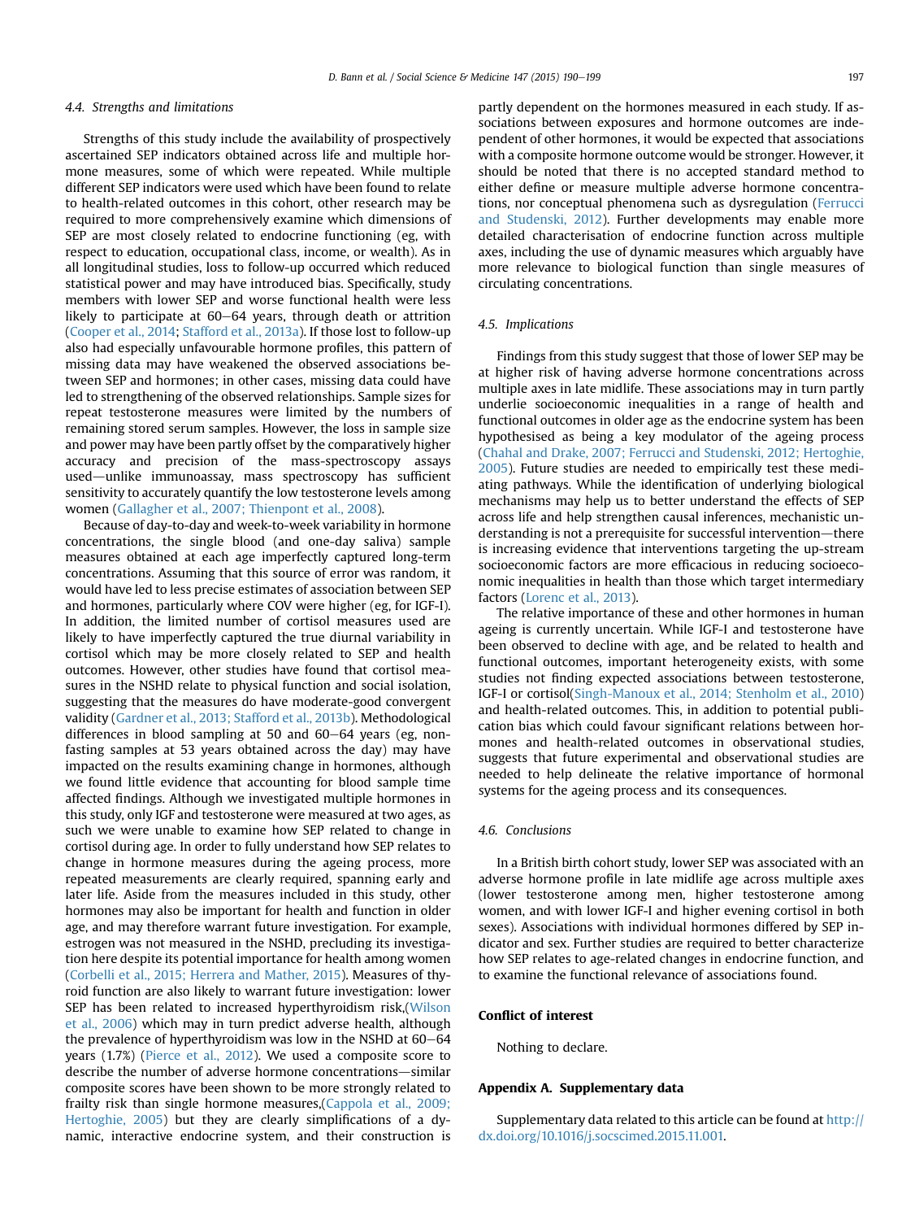### 4.4. Strengths and limitations

Strengths of this study include the availability of prospectively ascertained SEP indicators obtained across life and multiple hormone measures, some of which were repeated. While multiple different SEP indicators were used which have been found to relate to health-related outcomes in this cohort, other research may be required to more comprehensively examine which dimensions of SEP are most closely related to endocrine functioning (eg, with respect to education, occupational class, income, or wealth). As in all longitudinal studies, loss to follow-up occurred which reduced statistical power and may have introduced bias. Specifically, study members with lower SEP and worse functional health were less likely to participate at 60–64 years, through death or attrition (Cooper et al., 2014; Stafford et al., 2013a). If those lost to follow-up also had especially unfavourable hormone profiles, this pattern of missing data may have weakened the observed associations between SEP and hormones; in other cases, missing data could have led to strengthening of the observed relationships. Sample sizes for repeat testosterone measures were limited by the numbers of remaining stored serum samples. However, the loss in sample size and power may have been partly offset by the comparatively higher accuracy and precision of the mass-spectroscopy assays used—unlike immunoassay, mass spectroscopy has sufficient sensitivity to accurately quantify the low testosterone levels among women (Gallagher et al., 2007; Thienpont et al., 2008).

Because of day-to-day and week-to-week variability in hormone concentrations, the single blood (and one-day saliva) sample measures obtained at each age imperfectly captured long-term concentrations. Assuming that this source of error was random, it would have led to less precise estimates of association between SEP and hormones, particularly where COV were higher (eg, for IGF-I). In addition, the limited number of cortisol measures used are likely to have imperfectly captured the true diurnal variability in cortisol which may be more closely related to SEP and health outcomes. However, other studies have found that cortisol measures in the NSHD relate to physical function and social isolation, suggesting that the measures do have moderate-good convergent validity (Gardner et al., 2013; Stafford et al., 2013b). Methodological differences in blood sampling at 50 and 60–64 years (eg, non-fasting samples at 53 years obtained across the day) may have impacted on the results examining change in hormones, although we found little evidence that accounting for blood sample time affected findings. Although we investigated multiple hormones in this study, only IGF and testosterone were measured at two ages, as such we were unable to examine how SEP related to change in cortisol during age. In order to fully understand how SEP relates to change in hormone measures during the ageing process, more repeated measurements are clearly required, spanning early and later life. Aside from the measures included in this study, other hormones may also be important for health and function in older age, and may therefore warrant future investigation. For example, estrogen was not measured in the NSHD, precluding its investigation here despite its potential importance for health among women (Corbelli et al., 2015; Herrera and Mather, 2015). Measures of thyroid function are also likely to warrant future investigation: lower SEP has been related to increased hyperthyroidism risk,(Wilson et al., 2006) which may in turn predict adverse health, although the prevalence of hyperthyroidism was low in the NSHD at 60–64 years (1.7%) (Pierce et al., 2012). We used a composite score to describe the number of adverse hormone concentrations—similar composite scores have been shown to be more strongly related to frailty risk than single hormone measures,(Cappola et al., 2009; Hertoghie, 2005) but they are clearly simplifications of a dynamic, interactive endocrine system, and their construction is partly dependent on the hormones measured in each study. If associations between exposures and hormone outcomes are independent of other hormones, it would be expected that associations with a composite hormone outcome would be stronger. However, it should be noted that there is no accepted standard method to either define or measure multiple adverse hormone concentrations, nor conceptual phenomena such as dysregulation (Ferrucci and Studenski, 2012). Further developments may enable more detailed characterisation of endocrine function across multiple axes, including the use of dynamic measures which arguably have more relevance to biological function than single measures of circulating concentrations.

### 4.5. Implications

Findings from this study suggest that those of lower SEP may be at higher risk of having adverse hormone concentrations across multiple axes in late midlife. These associations may in turn partly underlie socioeconomic inequalities in a range of health and functional outcomes in older age as the endocrine system has been hypothesised as being a key modulator of the ageing process (Chahal and Drake, 2007; Ferrucci and Studenski, 2012; Hertoghie, 2005). Future studies are needed to empirically test these mediating pathways. While the identification of underlying biological mechanisms may help us to better understand the effects of SEP across life and help strengthen causal inferences, mechanistic understanding is not a prerequisite for successful intervention—there is increasing evidence that interventions targeting the up-stream socioeconomic factors are more efficacious in reducing socioeconomic inequalities in health than those which target intermediary factors (Lorenc et al., 2013).

The relative importance of these and other hormones in human ageing is currently uncertain. While IGF-I and testosterone have been observed to decline with age, and be related to health and functional outcomes, important heterogeneity exists, with some studies not finding expected associations between testosterone, IGF-I or cortisol(Singh-Manoux et al., 2014; Stenholm et al., 2010) and health-related outcomes. This, in addition to potential publication bias which could favour significant relations between hormones and health-related outcomes in observational studies, suggests that future experimental and observational studies are needed to help delineate the relative importance of hormonal systems for the ageing process and its consequences.

### 4.6. Conclusions

In a British birth cohort study, lower SEP was associated with an adverse hormone profile in late midlife age across multiple axes (lower testosterone among men, higher testosterone among women, and with lower IGF-I and higher evening cortisol in both sexes). Associations with individual hormones differed by SEP indicator and sex. Further studies are required to better characterize how SEP relates to age-related changes in endocrine function, and to examine the functional relevance of associations found.

## Conflict of interest

Nothing to declare.

## Appendix A. Supplementary data

Supplementary data related to this article can be found at http://dx.doi.org/10.1016/j.socscimed.2015.11.001.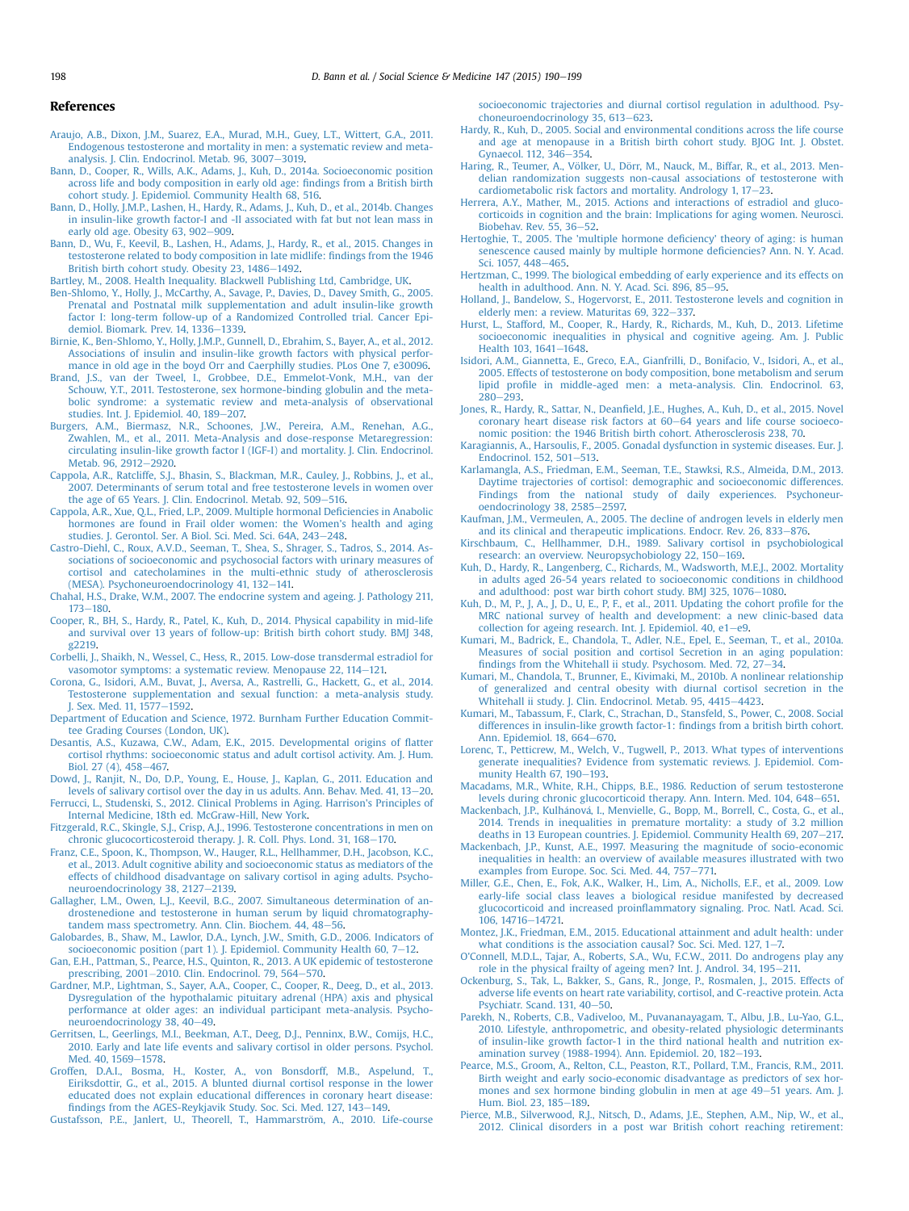## References

Araujo, A.B., Dixon, J.M., Suarez, E.A., Murad, M.H., Guey, L.T., Wittert, G.A., 2011. Endogenous testosterone and mortality in men: a systematic review and meta-analysis. J. Clin. Endocrinol. Metab. 96, 3007–3019.

Bann, D., Cooper, R., Wills, A.K., Adams, J., Kuh, D., 2014a. Socioeconomic position across life and body composition in early old age: findings from a British birth cohort study. J. Epidemiol. Community Health 68, 516.

Bann, D., Holly, J.M.P., Lashen, H., Hardy, R., Adams, J., Kuh, D., 2014b. Changes in insulin-like growth factor-I and -II associated with fat but not lean mass in early old age. Obesity 63, 902–909.

Bann, D., Wu, F., Keevil, B., Lashen, H., Adams, J., Hardy, R., et al., 2015. Changes in testosterone related to body composition in late midlife: findings from the 1946 British birth cohort study. Obesity 23, 1486–1492.

Bartley, M., 2008. Health Inequality. Blackwell Publishing Ltd, Cambridge, UK.

Ben-Shlomo, Y., Holly, J., McCarthy, A., Savage, P., Davies, D., Davey Smith, G., 2005. Prenatal and Postnatal milk supplementation and adult insulin-like growth factor I: long-term follow-up of a Randomized Controlled trial. Cancer Epidemiol. Biomark. Prev. 14, 1336–1339.

Birnie, K., Ben-Shlomo, Y., Holly, J.M.P., Gunnell, D., Ebrahim, S., Bayer, A., et al., 2012. Associations of insulin and insulin-like growth factors with physical performance in old age in the boyd Orr and Caerphilly studies. PLos One 7, e30096.

Brand, J.S., van der Tweel, I., Grobbee, D.E., Emmelot-Vonk, M.H., van der Schouw, Y.T., 2011. Testosterone, sex hormone-binding globulin and the metabolic syndrome: a systematic review and meta-analysis of observational studies. Int. J. Epidemiol. 40, 189–207.

Burgers, A.M., Biermasz, N.R., Schoones, J.W., Pereira, A.M., Renehan, A.G., Zwahlen, M., et al., 2011. Meta-Analysis and dose-response Metaregression: circulating insulin-like growth factor I (IGF-I) and mortality. J. Clin. Endocrinol. Metab. 96, 2912–2920.

Cappola, A.R., Ratcliffe, S.J., Bhasin, S., Blackman, M.R., Cauley, J., Robbins, J., et al., 2007. Determinants of serum total and free testosterone levels in women over the age of 65 Years. J. Clin. Endocrinol. Metab. 92, 509–516.

Cappola, A.R., Xue, Q.L., Fried, L.P., 2009. Multiple hormonal Deficiencies in Anabolic hormones are found in Frail older women: the Women's health and aging studies. J. Gerontol. Ser. A Biol. Sci. Med. Sci. 64A, 243–248.

Castro-Diehl, C., Roux, A.V.D., Seeman, T., Shea, S., Shrager, S., Tadros, S., 2014. Associations of socioeconomic and psychosocial factors with urinary measures of cortisol and catecholamines in the multi-ethnic study of atherosclerosis (MESA). Psychoneuroendocrinology 41, 132–141.

Chahal, H.S., Drake, W.M., 2007. The endocrine system and ageing. J. Pathology 211, 173–180.

Cooper, R., BH, S., Hardy, R., Patel, K., Kuh, D., 2014. Physical capability in mid-life and survival over 13 years of follow-up: British birth cohort study. BMJ 348, g2219.

Corbelli, J., Shaikh, N., Wessel, C., Hess, R., 2015. Low-dose transdermal estradiol for vasomotor symptoms: a systematic review. Menopause 22, 114–121.

Corona, G., Isidori, A.M., Buvat, J., Aversa, A., Rastrelli, G., Hackett, G., et al., 2014. Testosterone supplementation and sexual function: a meta-analysis study. J. Sex. Med. 11, 1577–1592.

Department of Education and Science, 1972. Burnham Further Education Committee Grading Courses (London, UK).

Desantis, A.S., Kuzawa, C.W., Adam, E.K., 2015. Developmental origins of flatter cortisol rhythms: socioeconomic status and adult cortisol activity. Am. J. Hum. Biol. 27 (4), 458–467.

Dowd, J., Ranjit, N., Do, D.P., Young, E., House, J., Kaplan, G., 2011. Education and levels of salivary cortisol over the day in us adults. Ann. Behav. Med. 41, 13–20.

Ferrucci, L., Studenski, S., 2012. Clinical Problems in Aging. Harrison's Principles of Internal Medicine, 18th ed. McGraw-Hill, New York.

Fitzgerald, R.C., Skingle, S.J., Crisp, A.J., 1996. Testosterone concentrations in men on chronic glucocorticosteroid therapy. J. R. Coll. Phys. Lond. 31, 168–170.

Franz, C.E., Spoon, K., Thompson, W., Hauger, R.L., Hellhammer, D.H., Jacobson, K.C., et al., 2013. Adult cognitive ability and socioeconomic status as mediators of the effects of childhood disadvantage on salivary cortisol in aging adults. Psychoneuroendocrinology 38, 2127–2139.

Gallagher, L.M., Owen, L.J., Keevil, B.G., 2007. Simultaneous determination of androstenedione and testosterone in human serum by liquid chromatography-tandem mass spectrometry. Ann. Clin. Biochem. 44, 48–56.

Galobardes, B., Shaw, M., Lawlor, D.A., Lynch, J.W., Smith, G.D., 2006. Indicators of socioeconomic position (part 1). J. Epidemiol. Community Health 60, 7–12.

Gan, E.H., Pattman, S., Pearce, H.S., Quinton, R., 2013. A UK epidemic of testosterone prescribing, 2001–2010. Clin. Endocrinol. 79, 564–570.

Gardner, M.P., Lightman, S., Sayer, A.A., Cooper, C., Cooper, R., Deeg, D., et al., 2013. Dysregulation of the hypothalamic pituitary adrenal (HPA) axis and physical performance at older ages: an individual participant meta-analysis. Psychoneuroendocrinology 38, 40–49.

Gerritsen, L., Geerlings, M.I., Beekman, A.T., Deeg, D.J., Penninx, B.W., Comijs, H.C., 2010. Early and late life events and salivary cortisol in older persons. Psychol. Med. 40, 1569–1578.

Groffen, D.A.I., Bosma, H., Koster, A., von Bonsdorff, M.B., Aspelund, T., Eiriksdottir, G., et al., 2015. A blunted diurnal cortisol response in the lower educated does not explain educational differences in coronary heart disease: findings from the AGES-Reykjavik Study. Soc. Sci. Med. 127, 143–149.

Gustafsson, P.E., Janlert, U., Theorell, T., Hammarström, A., 2010. Life-course socioeconomic trajectories and diurnal cortisol regulation in adulthood. Psychoneuroendocrinology 35, 613–623.

Hardy, R., Kuh, D., 2005. Social and environmental conditions across the life course and age at menopause in a British birth cohort study. BJOG Int. J. Obstet. Gynaecol. 112, 346–354.

Haring, R., Teumer, A., Völker, U., Dörr, M., Nauck, M., Biffar, R., et al., 2013. Mendelian randomization suggests non-causal associations of testosterone with cardiometabolic risk factors and mortality. Andrology 1, 17–23.

Herrera, A.Y., Mather, M., 2015. Actions and interactions of estradiol and glucocorticoids in cognition and the brain: Implications for aging women. Neurosci. Biobehav. Rev. 55, 36–52.

Hertoghe, T., 2005. The 'multiple hormone deficiency' theory of aging: is human senescence caused mainly by multiple hormone deficiencies? Ann. N. Y. Acad. Sci. 1057, 448–465.

Hertzman, C., 1999. The biological embedding of early experience and its effects on health in adulthood. Ann. N. Y. Acad. Sci. 896, 85–95.

Holland, J., Bandelow, S., Hogervorst, E., 2011. Testosterone levels and cognition in elderly men: a review. Maturitas 69, 322–337.

Hurst, L., Stafford, M., Cooper, R., Hardy, R., Richards, M., Kuh, D., 2013. Lifetime socioeconomic inequalities in physical and cognitive ageing. Am. J. Public Health 103, 1641–1648.

Isidori, A.M., Giannetta, E., Greco, E.A., Gianfrilli, D., Bonifacio, V., Isidori, A., et al., 2005. Effects of testosterone on body composition, bone metabolism and serum lipid profile in middle-aged men: a meta-analysis. Clin. Endocrinol. 63, 280–293.

Jones, R., Hardy, R., Sattar, N., Deanfield, J.E., Hughes, A., Kuh, D., et al., 2015. Novel coronary heart disease risk factors at 60–64 years and life course socioeconomic position: the 1946 British birth cohort. Atherosclerosis 238, 70.

Karagiannis, A., Harsoulis, F., 2005. Gonadal dysfunction in systemic diseases. Eur. J. Endocrinol. 152, 501–513.

Karlamangla, A.S., Friedman, E.M., Seeman, T.E., Stawksi, R.S., Almeida, D.M., 2013. Daytime trajectories of cortisol: demographic and socioeconomic differences. Findings from the national study of daily experiences. Psychoneuroendocrinology 38, 2585–2597.

Kaufman, J.M., Vermeulen, A., 2005. The decline of androgen levels in elderly men and its clinical and therapeutic implications. Endocr. Rev. 26, 833–876.

Kirschbaum, C., Hellhammer, D.H., 1989. Salivary cortisol in psychobiological research: an overview. Neuropsychobiology 22, 150–169.

Kuh, D., Hardy, R., Langenberg, C., Richards, M., Wadsworth, M.E.J., 2002. Mortality in adults aged 26-54 years related to socioeconomic conditions in childhood and adulthood: post war birth cohort study. BMJ 325, 1076–1080.

Kuh, D., M, P., J, A., J, D., U, E., P, F., et al., 2011. Updating the cohort profile for the MRC national survey of health and development: a new clinic-based data collection for ageing research. Int. J. Epidemiol. 40, e1–e9.

Kumari, M., Badrick, E., Chandola, T., Adler, N.E., Epel, E., Seeman, T., et al., 2010a. Measures of social position and cortisol Secretion in an aging population: findings from the Whitehall ii study. Psychosom. Med. 72, 27–34.

Kumari, M., Chandola, T., Brunner, E., Kivimaki, M., 2010b. A nonlinear relationship of generalized and central obesity with diurnal cortisol secretion in the Whitehall ii study. J. Clin. Endocrinol. Metab. 95, 4415–4423.

Kumari, M., Tabassum, F., Clark, C., Strachan, D., Stansfeld, S., Power, C., 2008. Social differences in insulin-like growth factor-1: findings from a british birth cohort. Ann. Epidemiol. 18, 664–670.

Lorenc, T., Petticrew, M., Welch, V., Tugwell, P., 2013. What types of interventions generate inequalities? Evidence from systematic reviews. J. Epidemiol. Community Health 67, 190–193.

Macadams, M.R., White, R.H., Chipps, B.E., 1986. Reduction of serum testosterone levels during chronic glucocorticoid therapy. Ann. Intern. Med. 104, 648–651.

Mackenbach, J.P., Kulhánová, I., Menvielle, G., Bopp, M., Borrell, C., Costa, G., et al., 2014. Trends in inequalities in premature mortality: a study of 3.2 million deaths in 13 European countries. J. Epidemiol. Community Health 69, 207–217.

Mackenbach, J.P., Kunst, A.E., 1997. Measuring the magnitude of socio-economic inequalities in health: an overview of available measures illustrated with two examples from Europe. Soc. Sci. Med. 44, 757–771.

Miller, G.E., Chen, E., Fok, A.K., Walker, H., Lim, A., Nicholls, E.F., et al., 2009. Low early-life social class leaves a biological residue manifested by decreased glucocorticoid and increased proinflammatory signaling. Proc. Natl. Acad. Sci. 106, 14716–14721.

Montez, J.K., Friedman, E.M., 2015. Educational attainment and adult health: under what conditions is the association causal? Soc. Sci. Med. 127, 1–7.

O'Connell, M.D.L., Tajar, A., Roberts, S.A., Wu, F.C.W., 2011. Do androgens play any role in the physical frailty of ageing men? Int. J. Androl. 34, 195–211.

Ockenburg, S., Tak, L., Bakker, S., Gans, R., Jonge, P., Rosmalen, J., 2015. Effects of adverse life events on heart rate variability, cortisol, and C-reactive protein. Acta Psychiatr. Scand. 131, 40–50.

Parekh, N., Roberts, C.B., Vadiveloo, M., Puvananayagam, T., Albu, J.B., Lu-Yao, G.L., 2010. Lifestyle, anthropometric, and obesity-related physiologic determinants of insulin-like growth factor-1 in the third national health and nutrition examination survey (1988-1994). Ann. Epidemiol. 20, 182–193.

Pearce, M.S., Groom, A., Relton, C.L., Peaston, R.T., Pollard, T.M., Francis, R.M., 2011. Birth weight and early socio-economic disadvantage as predictors of sex hormones and sex hormone binding globulin in men at age 49–51 years. Am. J. Hum. Biol. 23, 185–189.

Pierce, M.B., Silverwood, R.J., Nitsch, D., Adams, J.E., Stephen, A.M., Nip, W., et al., 2012. Clinical disorders in a post war British cohort reaching retirement: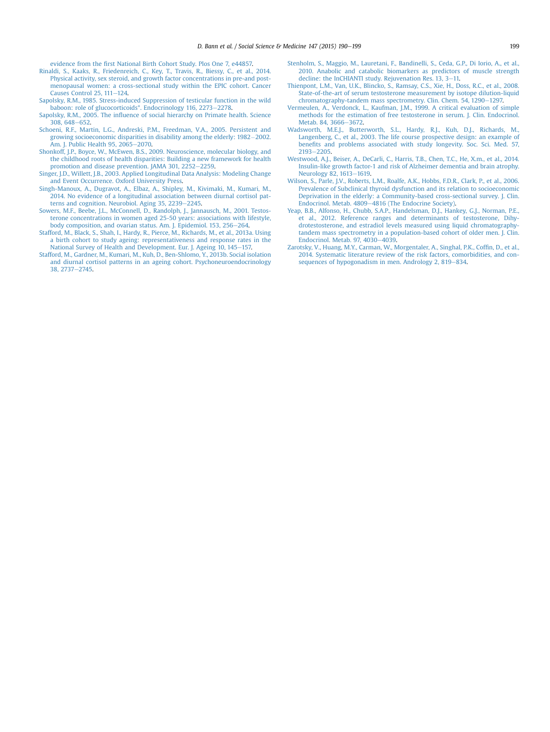evidence from the first National Birth Cohort Study. Plos One 7, e44857.

Rinaldi, S., Kaaks, R., Friedenreich, C., Key, T., Travis, R., Biessy, C., et al., 2014. Physical activity, sex steroid, and growth factor concentrations in pre-and post-menopausal women: a cross-sectional study within the EPIC cohort. Cancer Causes Control 25, 111–124.

Sapolsky, R.M., 1985. Stress-induced Suppression of testicular function in the wild baboon: role of glucocorticoids*. Endocrinology 116, 2273–2278.

Sapolsky, R.M., 2005. The influence of social hierarchy on Primate health. Science 308, 648–652.

Schoeni, R.F., Martin, L.G., Andreski, P.M., Freedman, V.A., 2005. Persistent and growing socioeconomic disparities in disability among the elderly: 1982–2002. Am. J. Public Health 95, 2065–2070.

Shonkoff, J.P., Boyce, W., McEwen, B.S., 2009. Neuroscience, molecular biology, and the childhood roots of health disparities: Building a new framework for health promotion and disease prevention. JAMA 301, 2252–2259.

Singer, J.D., Willett, J.B., 2003. Applied Longitudinal Data Analysis: Modeling Change and Event Occurrence. Oxford University Press.

Singh-Manoux, A., Dugravot, A., Elbaz, A., Shipley, M., Kivimaki, M., Kumari, M., 2014. No evidence of a longitudinal association between diurnal cortisol patterns and cognition. Neurobiol. Aging 35, 2239–2245.

Sowers, M.F., Beebe, J.L., McConnell, D., Randolph, J., Jannausch, M., 2001. Testosterone concentrations in women aged 25-50 years: associations with lifestyle, body composition, and ovarian status. Am. J. Epidemiol. 153, 256–264.

Stafford, M., Black, S., Shah, I., Hardy, R., Pierce, M., Richards, M., et al., 2013a. Using a birth cohort to study ageing: representativeness and response rates in the National Survey of Health and Development. Eur. J. Ageing 10, 145–157.

Stafford, M., Gardner, M., Kumari, M., Kuh, D., Ben-Shlomo, Y., 2013b. Social isolation and diurnal cortisol patterns in an ageing cohort. Psychoneuroendocrinology 38, 2737–2745.

Stenholm, S., Maggio, M., Lauretani, F., Bandinelli, S., Ceda, G.P., Di Iorio, A., et al., 2010. Anabolic and catabolic biomarkers as predictors of muscle strength decline: the InCHIANTI study. Rejuvenation Res. 13, 3–11.

Thienpont, L.M., Van, U.K., Blincko, S., Ramsay, C.S., Xie, H., Doss, R.C., et al., 2008. State-of-the-art of serum testosterone measurement by isotope dilution-liquid chromatography-tandem mass spectrometry. Clin. Chem. 54, 1290–1297.

Vermeulen, A., Verdonck, L., Kaufman, J.M., 1999. A critical evaluation of simple methods for the estimation of free testosterone in serum. J. Clin. Endocrinol. Metab. 84, 3666–3672.

Wadsworth, M.E.J., Butterworth, S.L., Hardy, R.J., Kuh, D.J., Richards, M., Langenberg, C., et al., 2003. The life course prospective design: an example of benefits and problems associated with study longevity. Soc. Sci. Med. 57, 2193–2205.

Westwood, A.J., Beiser, A., DeCarli, C., Harris, T.B., Chen, T.C., He, X.m., et al., 2014. Insulin-like growth factor-1 and risk of Alzheimer dementia and brain atrophy. Neurology 82, 1613–1619.

Wilson, S., Parle, J.V., Roberts, L.M., Roalfe, A.K., Hobbs, F.D.R., Clark, P., et al., 2006. Prevalence of Subclinical thyroid dysfunction and its relation to socioeconomic Deprivation in the elderly: a Community-based cross-sectional survey. J. Clin. Endocrinol. Metab. 4809–4816 (The Endocrine Society).

Yeap, B.B., Alfonso, H., Chubb, S.A.P., Handelsman, D.J., Hankey, G.J., Norman, P.E., et al., 2012. Reference ranges and determinants of testosterone, Dihydrotestosterone, and estradiol levels measured using liquid chromatography-tandem mass spectrometry in a population-based cohort of older men. J. Clin. Endocrinol. Metab. 97, 4030–4039.

Zarotsky, V., Huang, M.Y., Carman, W., Morgentaler, A., Singhal, P.K., Coffin, D., et al., 2014. Systematic literature review of the risk factors, comorbidities, and consequences of hypogonadism in men. Andrology 2, 819–834.